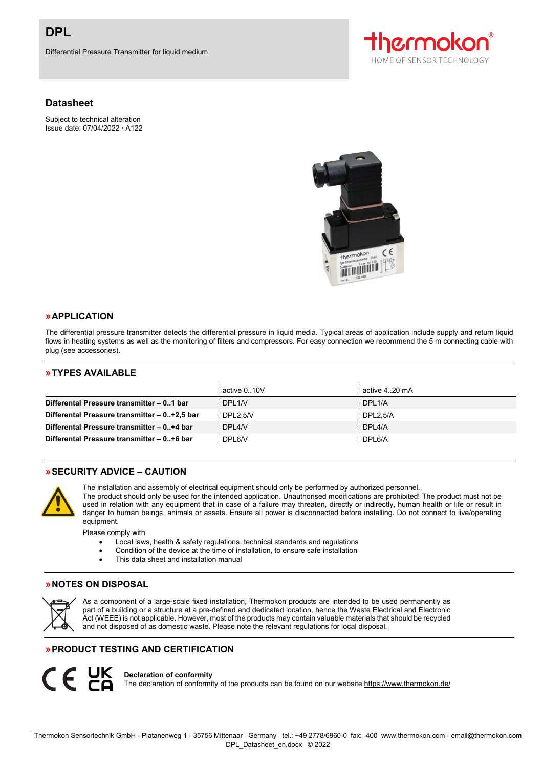# DPL

Differential Pressure Transmitter for liquid medium

## Datasheet

Subject to technical alteration
Issue date: 07/04/2022 · A122

## »APPLICATION

The differential pressure transmitter detects the differential pressure in liquid media. Typical areas of application include supply and return liquid flows in heating systems as well as the monitoring of filters and compressors. For easy connection we recommend the 5 m connecting cable with plug (see accessories).

## »TYPES AVAILABLE

| | active 0..10V | active 4..20 mA |
|---|---|---|
| **Differental Pressure transmitter – 0..1 bar** | DPL1/V | DPL1/A |
| **Differental Pressure transmitter – 0..+2,5 bar** | DPL2,5/V | DPL2,5/A |
| **Differental Pressure transmitter – 0..+4 bar** | DPL4/V | DPL4/A |
| **Differental Pressure transmitter – 0..+6 bar** | DPL6/V | DPL6/A |

## »SECURITY ADVICE – CAUTION

The installation and assembly of electrical equipment should only be performed by authorized personnel.
The product should only be used for the intended application. Unauthorised modifications are prohibited! The product must not be used in relation with any equipment that in case of a failure may threaten, directly or indirectly, human health or life or result in danger to human beings, animals or assets. Ensure all power is disconnected before installing. Do not connect to live/operating equipment.

Please comply with

- Local laws, health & safety regulations, technical standards and regulations
- Condition of the device at the time of installation, to ensure safe installation
- This data sheet and installation manual

## »NOTES ON DISPOSAL

As a component of a large-scale fixed installation, Thermokon products are intended to be used permanently as part of a building or a structure at a pre-defined and dedicated location, hence the Waste Electrical and Electronic Act (WEEE) is not applicable. However, most of the products may contain valuable materials that should be recycled and not disposed of as domestic waste. Please note the relevant regulations for local disposal.

## »PRODUCT TESTING AND CERTIFICATION

**Declaration of conformity**
The declaration of conformity of the products can be found on our website https://www.thermokon.de/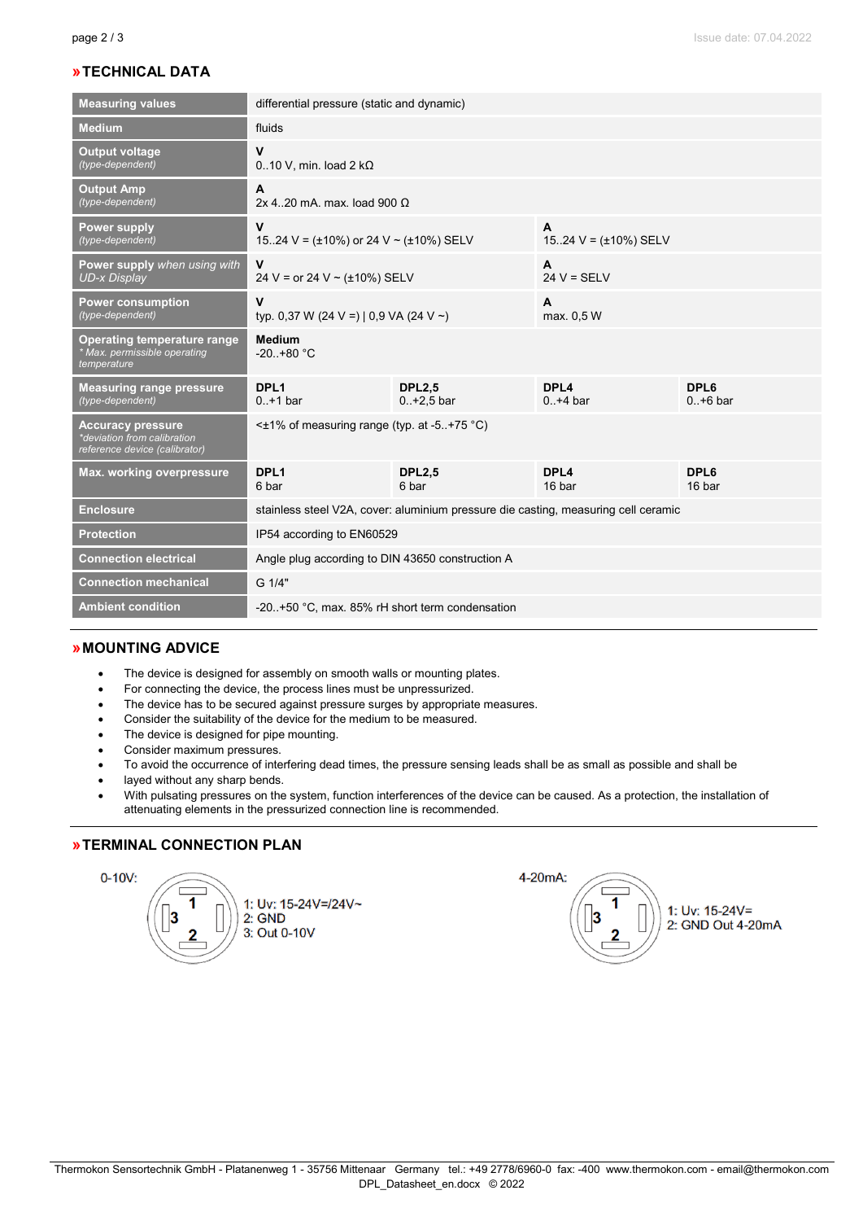## » TECHNICAL DATA

| | | | | |
|---|---|---|---|---|
| **Measuring values** | differential pressure (static and dynamic) | | | |
| **Medium** | fluids | | | |
| **Output voltage** *(type-dependent)* | **V** 0..10 V, min. load 2 kΩ | | | |
| **Output Amp** *(type-dependent)* | **A** 2x 4..20 mA. max. load 900 Ω | | | |
| **Power supply** *(type-dependent)* | **V** 15..24 V = (±10%) or 24 V ~ (±10%) SELV | | **A** 15..24 V = (±10%) SELV | |
| **Power supply** *when using with UD-x Display* | **V** 24 V = or 24 V ~ (±10%) SELV | | **A** 24 V = SELV | |
| **Power consumption** *(type-dependent)* | **V** typ. 0,37 W (24 V =) \| 0,9 VA (24 V ~) | | **A** max. 0,5 W | |
| **Operating temperature range** *\* Max. permissible operating temperature* | **Medium** -20..+80 °C | | | |
| **Measuring range pressure** *(type-dependent)* | **DPL1** 0..+1 bar | **DPL2,5** 0..+2,5 bar | **DPL4** 0..+4 bar | **DPL6** 0..+6 bar |
| **Accuracy pressure** *\*deviation from calibration reference device (calibrator)* | <±1% of measuring range (typ. at -5..+75 °C) | | | |
| **Max. working overpressure** | **DPL1** 6 bar | **DPL2,5** 6 bar | **DPL4** 16 bar | **DPL6** 16 bar |
| **Enclosure** | stainless steel V2A, cover: aluminium pressure die casting, measuring cell ceramic | | | |
| **Protection** | IP54 according to EN60529 | | | |
| **Connection electrical** | Angle plug according to DIN 43650 construction A | | | |
| **Connection mechanical** | G 1/4" | | | |
| **Ambient condition** | -20..+50 °C, max. 85% rH short term condensation | | | |

## » MOUNTING ADVICE

- The device is designed for assembly on smooth walls or mounting plates.
- For connecting the device, the process lines must be unpressurized.
- The device has to be secured against pressure surges by appropriate measures.
- Consider the suitability of the device for the medium to be measured.
- The device is designed for pipe mounting.
- Consider maximum pressures.
- To avoid the occurrence of interfering dead times, the pressure sensing leads shall be as small as possible and shall be
- layed without any sharp bends.
- With pulsating pressures on the system, function interferences of the device can be caused. As a protection, the installation of attenuating elements in the pressurized connection line is recommended.

## » TERMINAL CONNECTION PLAN

0-10V:

1: Uv: 15-24V=/24V~
2: GND
3: Out 0-10V

4-20mA:

1: Uv: 15-24V=
2: GND Out 4-20mA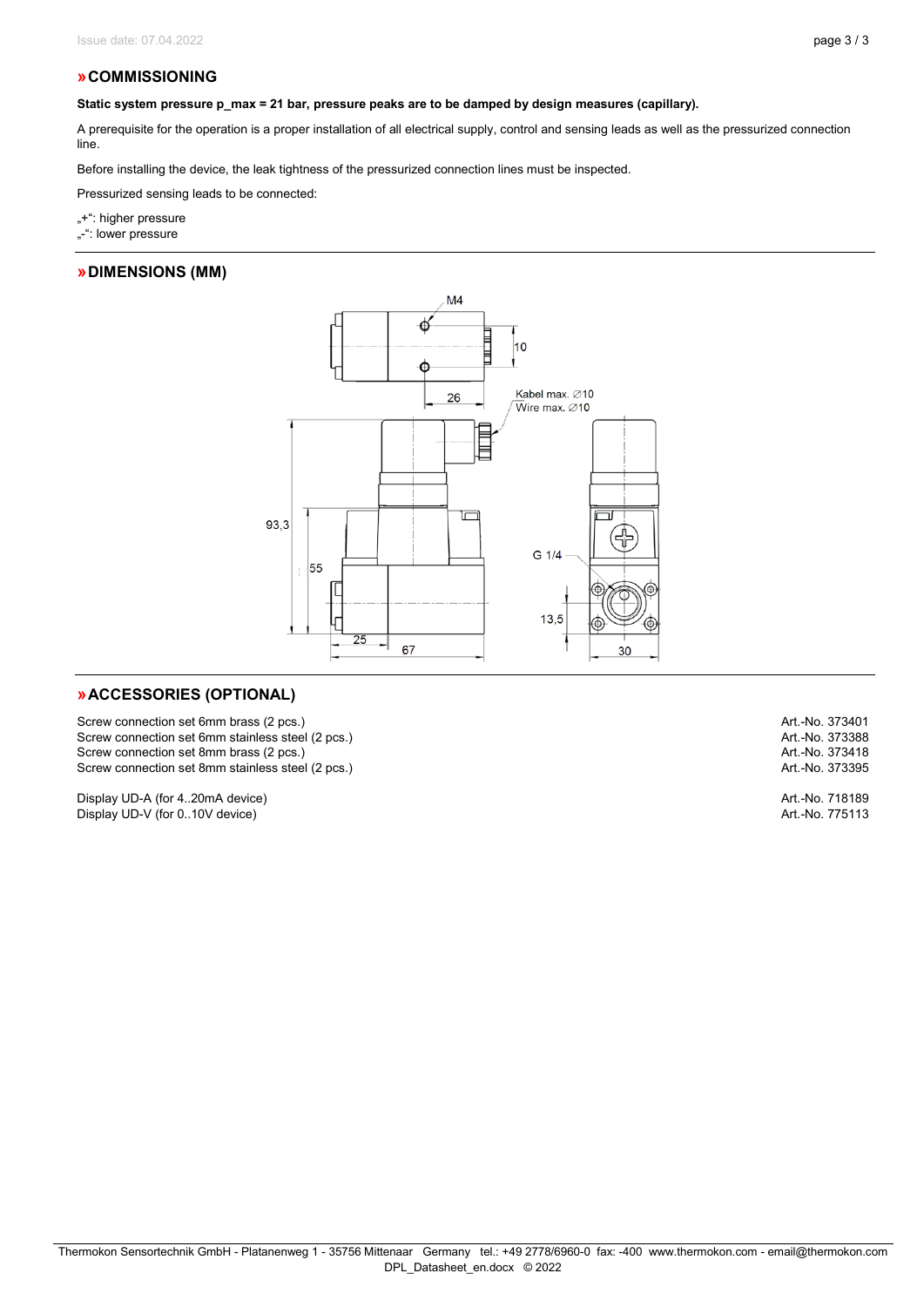## » COMMISSIONING

**Static system pressure p_max = 21 bar, pressure peaks are to be damped by design measures (capillary).**

A prerequisite for the operation is a proper installation of all electrical supply, control and sensing leads as well as the pressurized connection line.

Before installing the device, the leak tightness of the pressurized connection lines must be inspected.

Pressurized sensing leads to be connected:

„+": higher pressure
„-": lower pressure

## » DIMENSIONS (MM)

M4
10
26
Kabel max. ∅10
Wire max. ∅10
93,3
55
25
67
G 1/4
13,5
30

## » ACCESSORIES (OPTIONAL)

| | |
|---|---|
| Screw connection set 6mm brass (2 pcs.) | Art.-No. 373401 |
| Screw connection set 6mm stainless steel (2 pcs.) | Art.-No. 373388 |
| Screw connection set 8mm brass (2 pcs.) | Art.-No. 373418 |
| Screw connection set 8mm stainless steel (2 pcs.) | Art.-No. 373395 |
| Display UD-A (for 4..20mA device) | Art.-No. 718189 |
| Display UD-V (for 0..10V device) | Art.-No. 775113 |